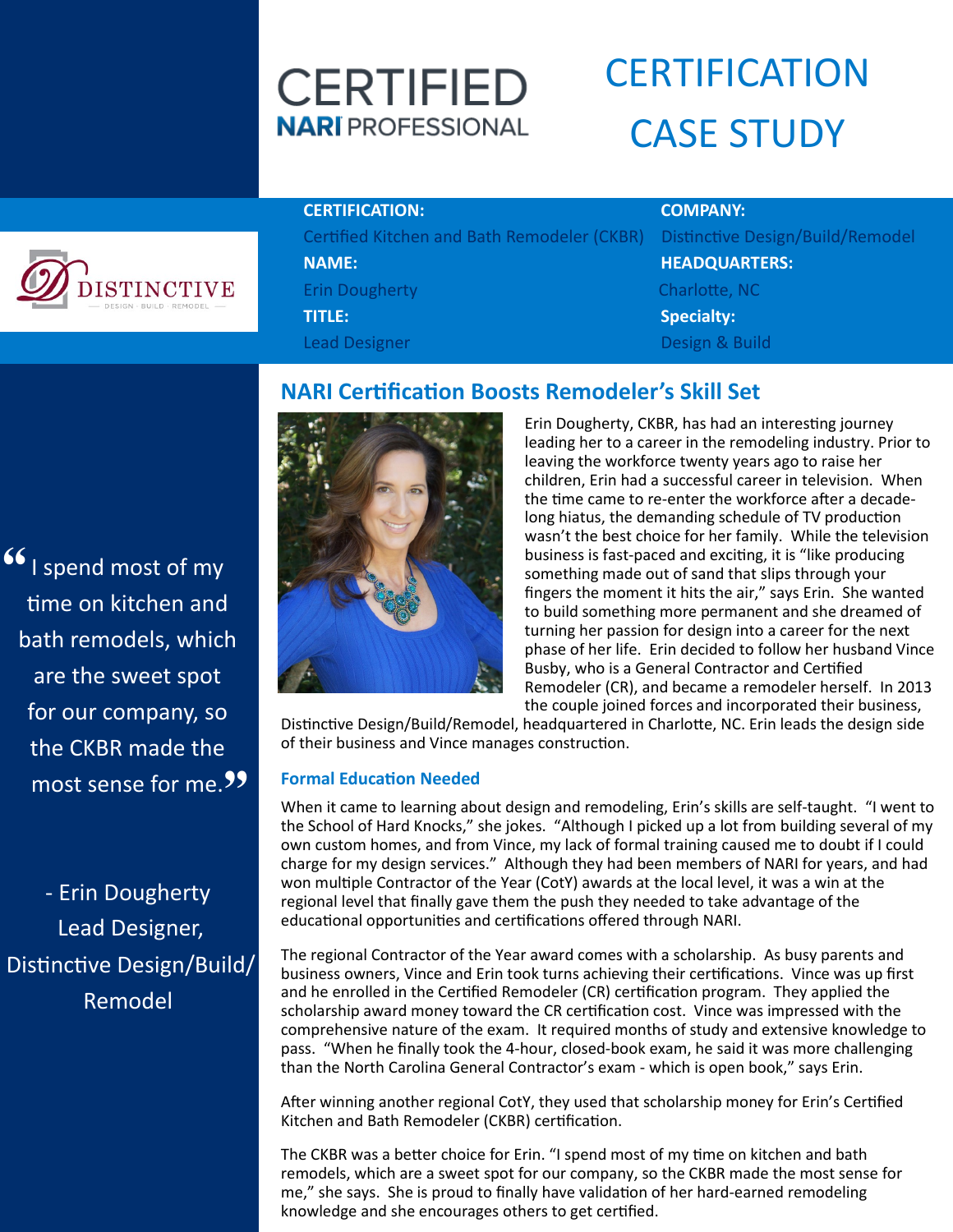# CERTIFIED NARI PROFESSIONAL

# CERTIFICATION CASE STUDY

DISTINCTIVE — DESIGN · BUILD · REMODEL —

**CERTIFICATION:**
Certified Kitchen and Bath Remodeler (CKBR)

**NAME:**
Erin Dougherty

**TITLE:**
Lead Designer

**COMPANY:**
Distinctive Design/Build/Remodel

**HEADQUARTERS:**
Charlotte, NC

**Specialty:**
Design & Build

> "I spend most of my time on kitchen and bath remodels, which are the sweet spot for our company, so the CKBR made the most sense for me."
>
> - Erin Dougherty
> Lead Designer,
> Distinctive Design/Build/Remodel

## NARI Certification Boosts Remodeler's Skill Set

Erin Dougherty, CKBR, has had an interesting journey leading her to a career in the remodeling industry. Prior to leaving the workforce twenty years ago to raise her children, Erin had a successful career in television. When the time came to re-enter the workforce after a decade-long hiatus, the demanding schedule of TV production wasn't the best choice for her family. While the television business is fast-paced and exciting, it is "like producing something made out of sand that slips through your fingers the moment it hits the air," says Erin. She wanted to build something more permanent and she dreamed of turning her passion for design into a career for the next phase of her life. Erin decided to follow her husband Vince Busby, who is a General Contractor and Certified Remodeler (CR), and became a remodeler herself. In 2013 the couple joined forces and incorporated their business, Distinctive Design/Build/Remodel, headquartered in Charlotte, NC. Erin leads the design side of their business and Vince manages construction.

### Formal Education Needed

When it came to learning about design and remodeling, Erin's skills are self-taught. "I went to the School of Hard Knocks," she jokes. "Although I picked up a lot from building several of my own custom homes, and from Vince, my lack of formal training caused me to doubt if I could charge for my design services." Although they had been members of NARI for years, and had won multiple Contractor of the Year (CotY) awards at the local level, it was a win at the regional level that finally gave them the push they needed to take advantage of the educational opportunities and certifications offered through NARI.

The regional Contractor of the Year award comes with a scholarship. As busy parents and business owners, Vince and Erin took turns achieving their certifications. Vince was up first and he enrolled in the Certified Remodeler (CR) certification program. They applied the scholarship award money toward the CR certification cost. Vince was impressed with the comprehensive nature of the exam. It required months of study and extensive knowledge to pass. "When he finally took the 4-hour, closed-book exam, he said it was more challenging than the North Carolina General Contractor's exam - which is open book," says Erin.

After winning another regional CotY, they used that scholarship money for Erin's Certified Kitchen and Bath Remodeler (CKBR) certification.

The CKBR was a better choice for Erin. "I spend most of my time on kitchen and bath remodels, which are a sweet spot for our company, so the CKBR made the most sense for me," she says. She is proud to finally have validation of her hard-earned remodeling knowledge and she encourages others to get certified.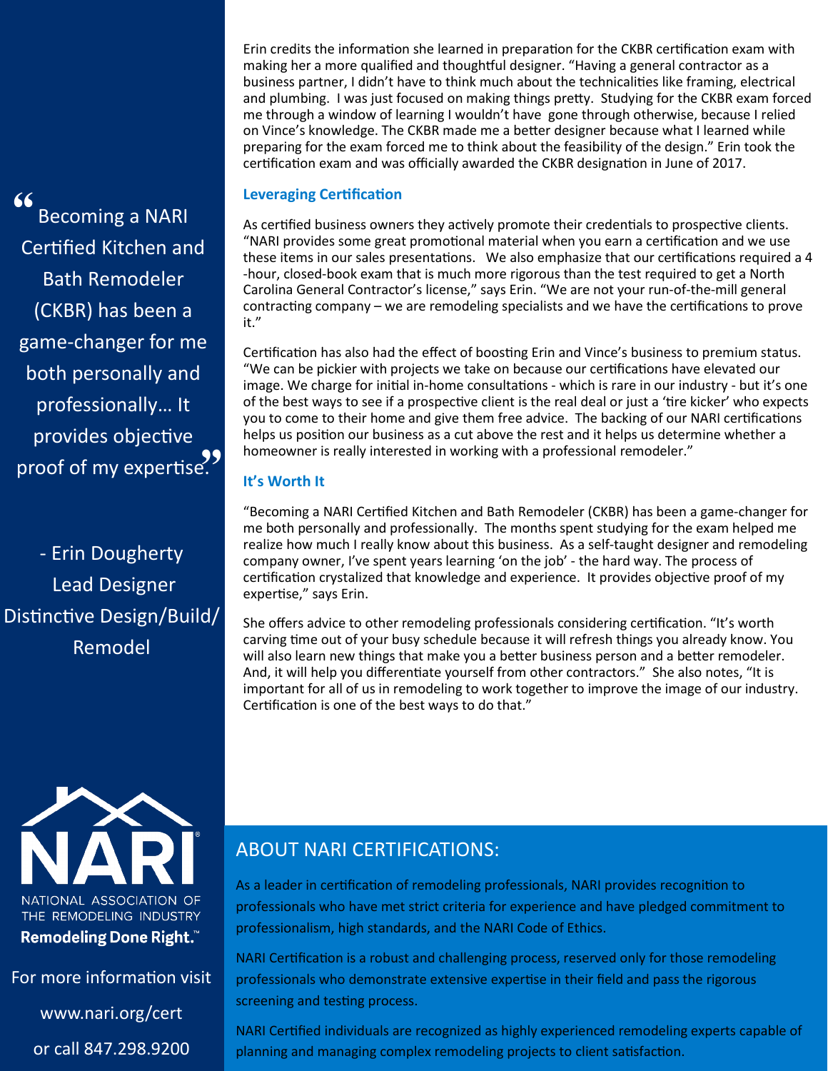Erin credits the information she learned in preparation for the CKBR certification exam with making her a more qualified and thoughtful designer. "Having a general contractor as a business partner, I didn't have to think much about the technicalities like framing, electrical and plumbing. I was just focused on making things pretty. Studying for the CKBR exam forced me through a window of learning I wouldn't have gone through otherwise, because I relied on Vince's knowledge. The CKBR made me a better designer because what I learned while preparing for the exam forced me to think about the feasibility of the design." Erin took the certification exam and was officially awarded the CKBR designation in June of 2017.

### Leveraging Certification

As certified business owners they actively promote their credentials to prospective clients. "NARI provides some great promotional material when you earn a certification and we use these items in our sales presentations. We also emphasize that our certifications required a 4-hour, closed-book exam that is much more rigorous than the test required to get a North Carolina General Contractor's license," says Erin. "We are not your run-of-the-mill general contracting company – we are remodeling specialists and we have the certifications to prove it."

Certification has also had the effect of boosting Erin and Vince's business to premium status. "We can be pickier with projects we take on because our certifications have elevated our image. We charge for initial in-home consultations - which is rare in our industry - but it's one of the best ways to see if a prospective client is the real deal or just a 'tire kicker' who expects you to come to their home and give them free advice. The backing of our NARI certifications helps us position our business as a cut above the rest and it helps us determine whether a homeowner is really interested in working with a professional remodeler."

### It's Worth It

"Becoming a NARI Certified Kitchen and Bath Remodeler (CKBR) has been a game-changer for me both personally and professionally. The months spent studying for the exam helped me realize how much I really know about this business. As a self-taught designer and remodeling company owner, I've spent years learning 'on the job' - the hard way. The process of certification crystalized that knowledge and experience. It provides objective proof of my expertise," says Erin.

She offers advice to other remodeling professionals considering certification. "It's worth carving time out of your busy schedule because it will refresh things you already know. You will also learn new things that make you a better business person and a better remodeler. And, it will help you differentiate yourself from other contractors." She also notes, "It is important for all of us in remodeling to work together to improve the image of our industry. Certification is one of the best ways to do that."

> "Becoming a NARI Certified Kitchen and Bath Remodeler (CKBR) has been a game-changer for me both personally and professionally… It provides objective proof of my expertise."
>
> \- Erin Dougherty
> Lead Designer
> Distinctive Design/Build/Remodel

## ABOUT NARI CERTIFICATIONS:

As a leader in certification of remodeling professionals, NARI provides recognition to professionals who have met strict criteria for experience and have pledged commitment to professionalism, high standards, and the NARI Code of Ethics.

NARI Certification is a robust and challenging process, reserved only for those remodeling professionals who demonstrate extensive expertise in their field and pass the rigorous screening and testing process.

NARI Certified individuals are recognized as highly experienced remodeling experts capable of planning and managing complex remodeling projects to client satisfaction.

NARI
NATIONAL ASSOCIATION OF THE REMODELING INDUSTRY
**Remodeling Done Right.™**

For more information visit www.nari.org/cert or call 847.298.9200